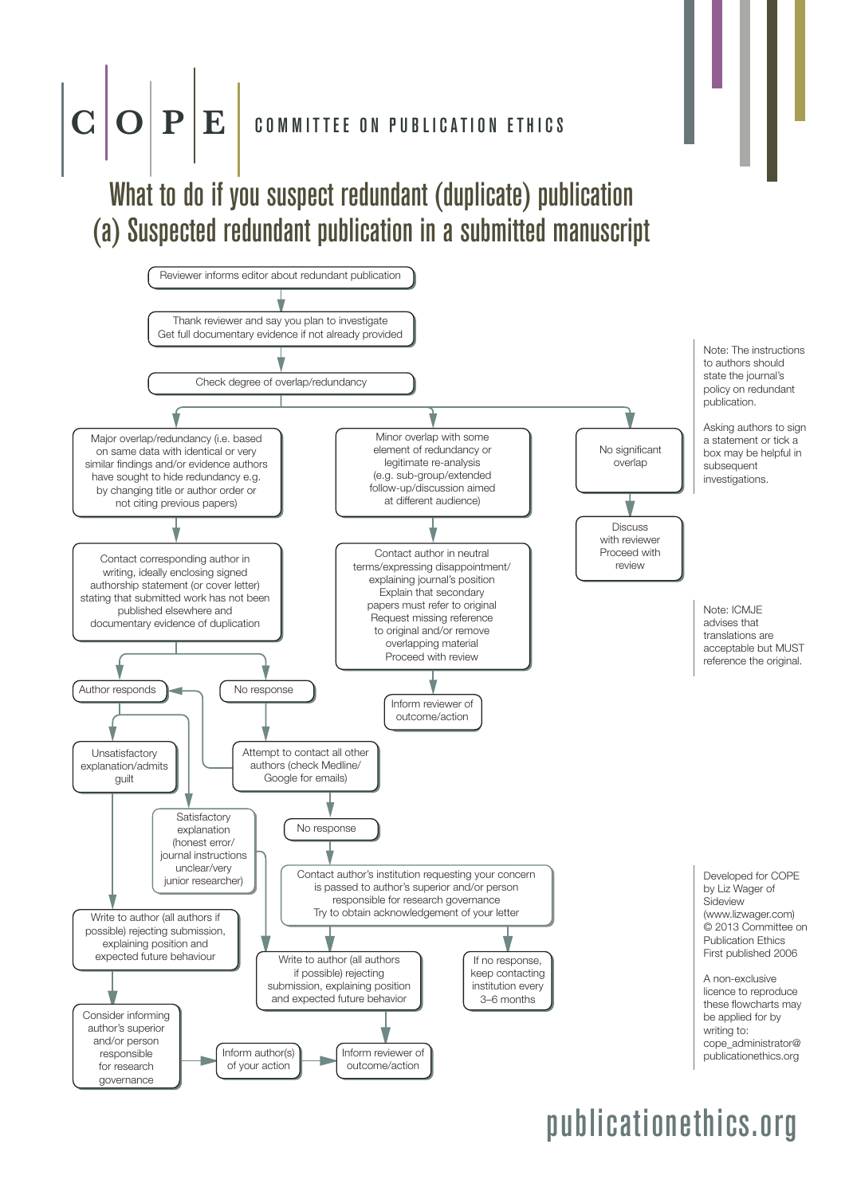# COPE — COMMITTEE ON PUBLICATION ETHICS

## What to do if you suspect redundant (duplicate) publication
## (a) Suspected redundant publication in a submitted manuscript

Reviewer informs editor about redundant publication

Thank reviewer and say you plan to investigate
Get full documentary evidence if not already provided

Check degree of overlap/redundancy

Major overlap/redundancy (i.e. based on same data with identical or very similar findings and/or evidence authors have sought to hide redundancy e.g. by changing title or author order or not citing previous papers)

Contact corresponding author in writing, ideally enclosing signed authorship statement (or cover letter) stating that submitted work has not been published elsewhere and documentary evidence of duplication

Author responds

No response

Unsatisfactory explanation/admits guilt

Satisfactory explanation (honest error/ journal instructions unclear/very junior researcher)

Attempt to contact all other authors (check Medline/ Google for emails)

No response

Contact author's institution requesting your concern is passed to author's superior and/or person responsible for research governance
Try to obtain acknowledgement of your letter

Write to author (all authors if possible) rejecting submission, explaining position and expected future behaviour

Write to author (all authors if possible) rejecting submission, explaining position and expected future behavior

If no response, keep contacting institution every 3–6 months

Consider informing author's superior and/or person responsible for research governance

Inform author(s) of your action

Inform reviewer of outcome/action

Minor overlap with some element of redundancy or legitimate re-analysis (e.g. sub-group/extended follow-up/discussion aimed at different audience)

Contact author in neutral terms/expressing disappointment/ explaining journal's position
Explain that secondary papers must refer to original
Request missing reference to original and/or remove overlapping material
Proceed with review

Inform reviewer of outcome/action

No significant overlap

Discuss with reviewer
Proceed with review

Note: The instructions to authors should state the journal's policy on redundant publication.

Asking authors to sign a statement or tick a box may be helpful in subsequent investigations.

Note: ICMJE advises that translations are acceptable but MUST reference the original.

Developed for COPE by Liz Wager of Sideview (www.lizwager.com)
© 2013 Committee on Publication Ethics
First published 2006

A non-exclusive licence to reproduce these flowcharts may be applied for by writing to: cope_administrator@publicationethics.org

publicationethics.org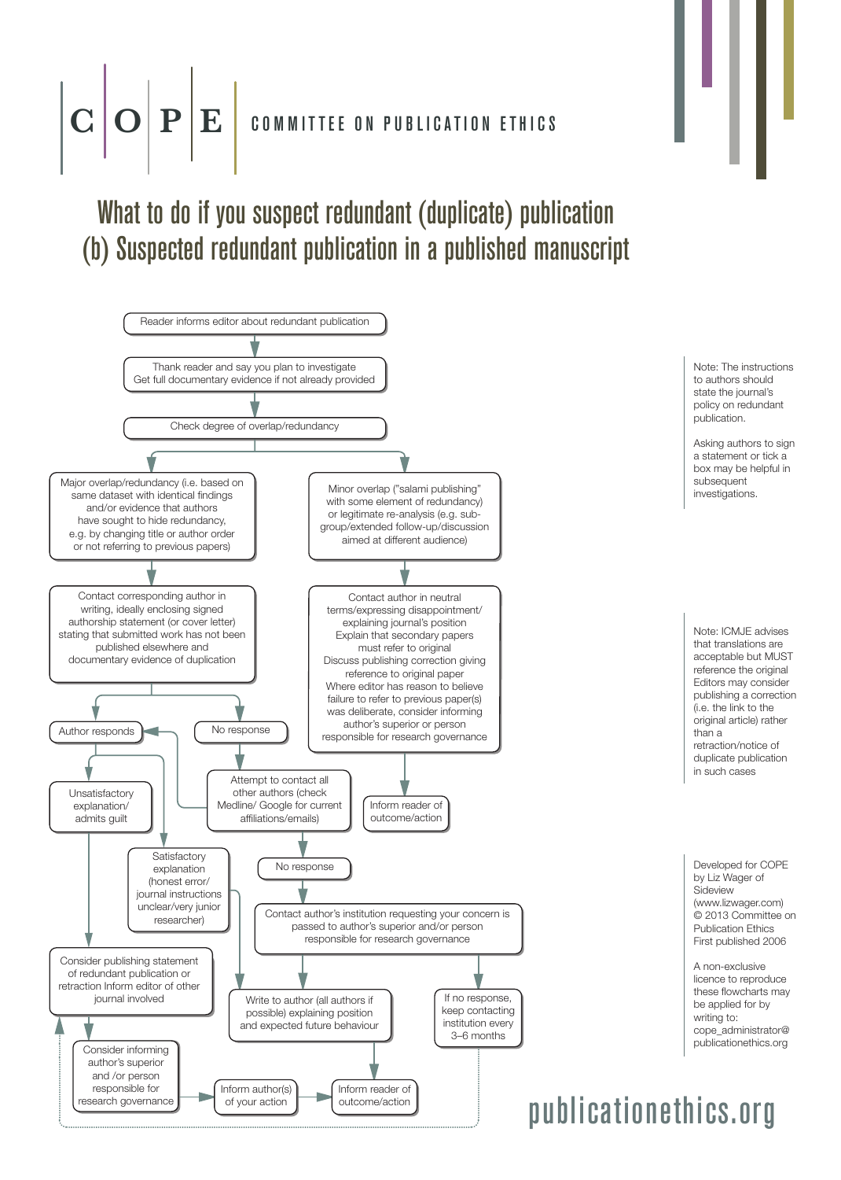# COPE — COMMITTEE ON PUBLICATION ETHICS

## What to do if you suspect redundant (duplicate) publication
## (b) Suspected redundant publication in a published manuscript

Reader informs editor about redundant publication

Thank reader and say you plan to investigate
Get full documentary evidence if not already provided

Check degree of overlap/redundancy

Major overlap/redundancy (i.e. based on same dataset with identical findings and/or evidence that authors have sought to hide redundancy, e.g. by changing title or author order or not referring to previous papers)

Contact corresponding author in writing, ideally enclosing signed authorship statement (or cover letter) stating that submitted work has not been published elsewhere and documentary evidence of duplication

Author responds

Unsatisfactory explanation/ admits guilt

Satisfactory explanation (honest error/ journal instructions unclear/very junior researcher)

No response

Attempt to contact all other authors (check Medline/ Google for current affiliations/emails)

No response

Contact author's institution requesting your concern is passed to author's superior and/or person responsible for research governance

If no response, keep contacting institution every 3–6 months

Consider publishing statement of redundant publication or retraction Inform editor of other journal involved

Consider informing author's superior and /or person responsible for research governance

Write to author (all authors if possible) explaining position and expected future behaviour

Inform author(s) of your action

Inform reader of outcome/action

Minor overlap ("salami publishing" with some element of redundancy) or legitimate re-analysis (e.g. sub-group/extended follow-up/discussion aimed at different audience)

Contact author in neutral terms/expressing disappointment/ explaining journal's position
Explain that secondary papers must refer to original
Discuss publishing correction giving reference to original paper
Where editor has reason to believe failure to refer to previous paper(s) was deliberate, consider informing author's superior or person responsible for research governance

Inform reader of outcome/action

Note: The instructions to authors should state the journal's policy on redundant publication.

Asking authors to sign a statement or tick a box may be helpful in subsequent investigations.

Note: ICMJE advises that translations are acceptable but MUST reference the original Editors may consider publishing a correction (i.e. the link to the original article) rather than a retraction/notice of duplicate publication in such cases

Developed for COPE by Liz Wager of Sideview (www.lizwager.com)
© 2013 Committee on Publication Ethics
First published 2006

A non-exclusive licence to reproduce these flowcharts may be applied for by writing to: cope_administrator@publicationethics.org

publicationethics.org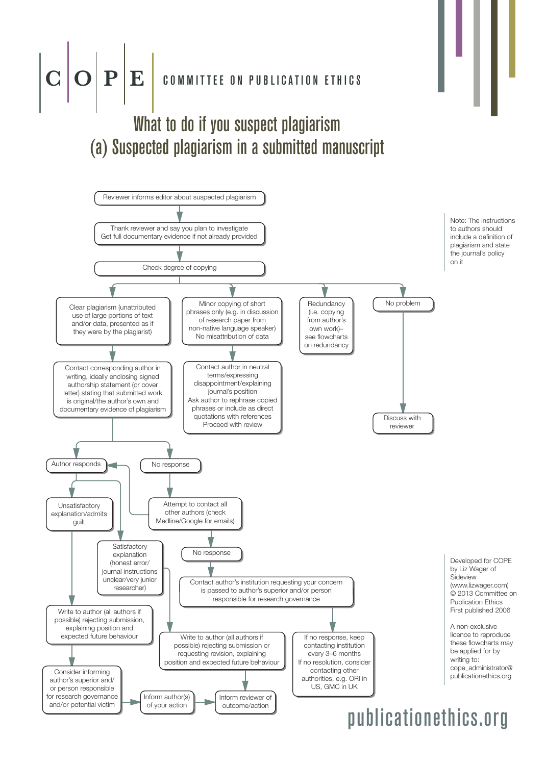# COPE | COMMITTEE ON PUBLICATION ETHICS

## What to do if you suspect plagiarism

## (a) Suspected plagiarism in a submitted manuscript

Reviewer informs editor about suspected plagiarism

Thank reviewer and say you plan to investigate
Get full documentary evidence if not already provided

Check degree of copying

Clear plagiarism (unattributed use of large portions of text and/or data, presented as if they were by the plagiarist)

Contact corresponding author in writing, ideally enclosing signed authorship statement (or cover letter) stating that submitted work is original/the author's own and documentary evidence of plagiarism

Minor copying of short phrases only (e.g. in discussion of research paper from non-native language speaker)
No misattribution of data

Contact author in neutral terms/expressing disappointment/explaining journal's position
Ask author to rephrase copied phrases or include as direct quotations with references
Proceed with review

Redundancy (i.e. copying from author's own work)– see flowcharts on redundancy

No problem

Discuss with reviewer

Author responds

No response

Attempt to contact all other authors (check Medline/Google for emails)

No response

Contact author's institution requesting your concern is passed to author's superior and/or person responsible for research governance

If no response, keep contacting institution every 3–6 months
If no resolution, consider contacting other authorities, e.g. ORI in US, GMC in UK

Unsatisfactory explanation/admits guilt

Write to author (all authors if possible) rejecting submission, explaining position and expected future behaviour

Consider informing author's superior and/or person responsible for research governance and/or potential victim

Satisfactory explanation (honest error/journal instructions unclear/very junior researcher)

Write to author (all authors if possible) rejecting submission or requesting revision, explaining position and expected future behaviour

Inform author(s) of your action

Inform reviewer of outcome/action

Note: The instructions to authors should include a definition of plagiarism and state the journal's policy on it

Developed for COPE by Liz Wager of Sideview (www.lizwager.com)
© 2013 Committee on Publication Ethics
First published 2006

A non-exclusive licence to reproduce these flowcharts may be applied for by writing to: cope_administrator@publicationethics.org

publicationethics.org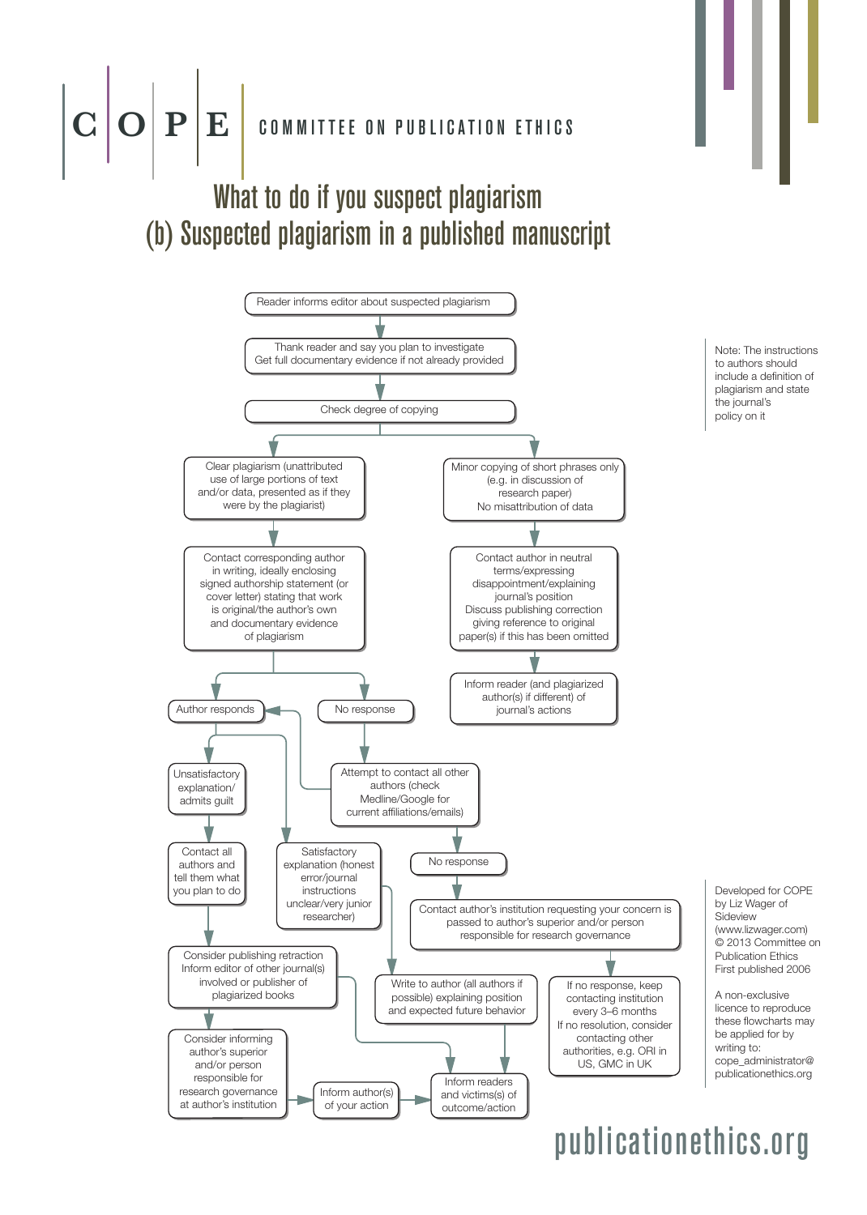# COPE — COMMITTEE ON PUBLICATION ETHICS

## What to do if you suspect plagiarism
## (b) Suspected plagiarism in a published manuscript

Reader informs editor about suspected plagiarism

Thank reader and say you plan to investigate
Get full documentary evidence if not already provided

Check degree of copying

**Branch 1:** Clear plagiarism (unattributed use of large portions of text and/or data, presented as if they were by the plagiarist)

- Contact corresponding author in writing, ideally enclosing signed authorship statement (or cover letter) stating that work is original/the author's own and documentary evidence of plagiarism
  - Author responds
    - Unsatisfactory explanation/ admits guilt
      - Contact all authors and tell them what you plan to do
      - Consider publishing retraction
        Inform editor of other journal(s) involved or publisher of plagiarized books
      - Consider informing author's superior and/or person responsible for research governance at author's institution
      - Inform author(s) of your action
      - Inform readers and victims(s) of outcome/action
    - Satisfactory explanation (honest error/journal instructions unclear/very junior researcher)
      - Write to author (all authors if possible) explaining position and expected future behavior
      - Inform readers and victims(s) of outcome/action
  - No response
    - Attempt to contact all other authors (check Medline/Google for current affiliations/emails)
      - If author responds: go to "Author responds"
      - No response
        - Contact author's institution requesting your concern is passed to author's superior and/or person responsible for research governance
        - If no response, keep contacting institution every 3–6 months
          If no resolution, consider contacting other authorities, e.g. ORI in US, GMC in UK

**Branch 2:** Minor copying of short phrases only (e.g. in discussion of research paper)
No misattribution of data

- Contact author in neutral terms/expressing disappointment/explaining journal's position
  Discuss publishing correction giving reference to original paper(s) if this has been omitted
- Inform reader (and plagiarized author(s) if different) of journal's actions

Note: The instructions to authors should include a definition of plagiarism and state the journal's policy on it

Developed for COPE by Liz Wager of Sideview (www.lizwager.com)
© 2013 Committee on Publication Ethics
First published 2006

A non-exclusive licence to reproduce these flowcharts may be applied for by writing to: cope_administrator@publicationethics.org

publicationethics.org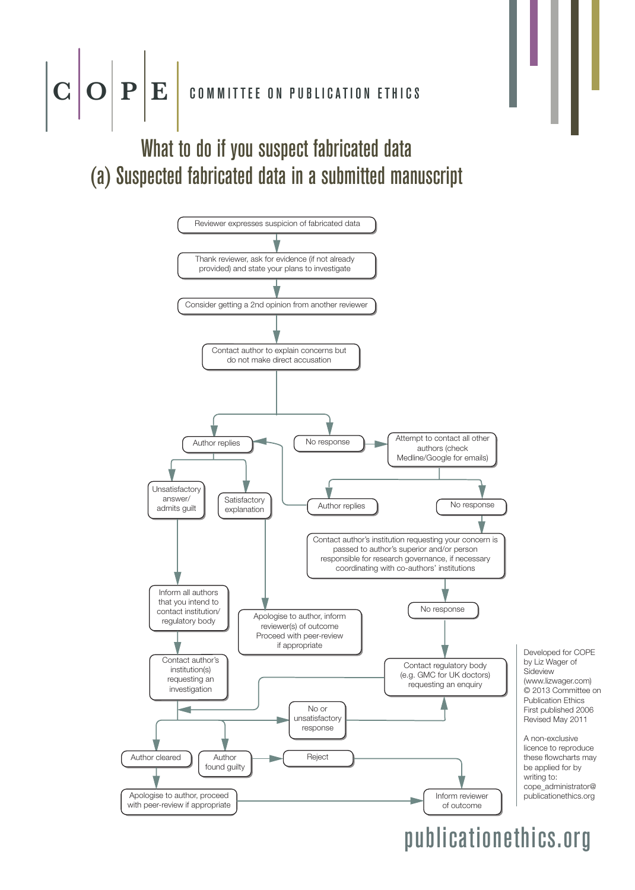COMMITTEE ON PUBLICATION ETHICS

# What to do if you suspect fabricated data

## (a) Suspected fabricated data in a submitted manuscript

Reviewer expresses suspicion of fabricated data

Thank reviewer, ask for evidence (if not already provided) and state your plans to investigate

Consider getting a 2nd opinion from another reviewer

Contact author to explain concerns but do not make direct accusation

Author replies

No response

Attempt to contact all other authors (check Medline/Google for emails)

Unsatisfactory answer/ admits guilt

Satisfactory explanation

Author replies

No response

Contact author's institution requesting your concern is passed to author's superior and/or person responsible for research governance, if necessary coordinating with co-authors' institutions

Inform all authors that you intend to contact institution/ regulatory body

Apologise to author, inform reviewer(s) of outcome Proceed with peer-review if appropriate

No response

Contact author's institution(s) requesting an investigation

Contact regulatory body (e.g. GMC for UK doctors) requesting an enquiry

No or unsatisfactory response

Author cleared

Author found guilty

Reject

Apologise to author, proceed with peer-review if appropriate

Inform reviewer of outcome

Developed for COPE by Liz Wager of Sideview (www.lizwager.com)
© 2013 Committee on Publication Ethics
First published 2006
Revised May 2011

A non-exclusive licence to reproduce these flowcharts may be applied for by writing to: cope_administrator@publicationethics.org

publicationethics.org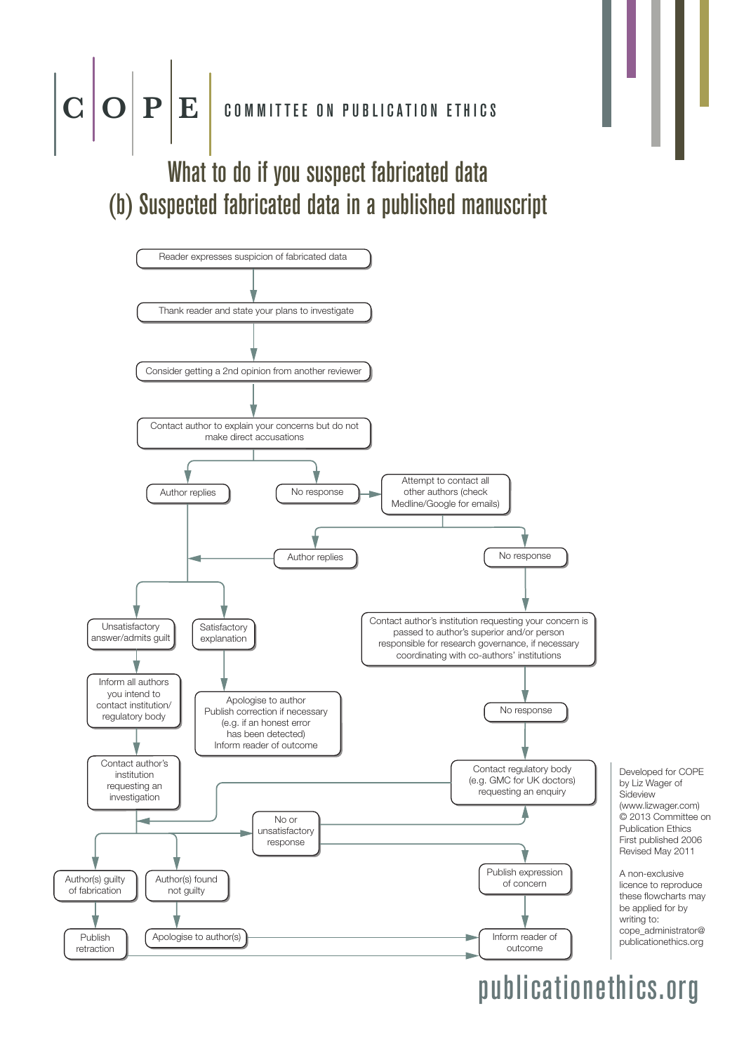# C O P E COMMITTEE ON PUBLICATION ETHICS

## What to do if you suspect fabricated data
## (b) Suspected fabricated data in a published manuscript

Reader expresses suspicion of fabricated data

Thank reader and state your plans to investigate

Consider getting a 2nd opinion from another reviewer

Contact author to explain your concerns but do not make direct accusations

Author replies

No response

Attempt to contact all other authors (check Medline/Google for emails)

Author replies

No response

Unsatisfactory answer/admits guilt

Satisfactory explanation

Contact author's institution requesting your concern is passed to author's superior and/or person responsible for research governance, if necessary coordinating with co-authors' institutions

Inform all authors you intend to contact institution/ regulatory body

Apologise to author
Publish correction if necessary (e.g. if an honest error has been detected)
Inform reader of outcome

No response

Contact author's institution requesting an investigation

Contact regulatory body (e.g. GMC for UK doctors) requesting an enquiry

No or unsatisfactory response

Author(s) guilty of fabrication

Author(s) found not guilty

Publish expression of concern

Publish retraction

Apologise to author(s)

Inform reader of outcome

Developed for COPE by Liz Wager of Sideview (www.lizwager.com)
© 2013 Committee on Publication Ethics
First published 2006
Revised May 2011

A non-exclusive licence to reproduce these flowcharts may be applied for by writing to: cope_administrator@publicationethics.org

publicationethics.org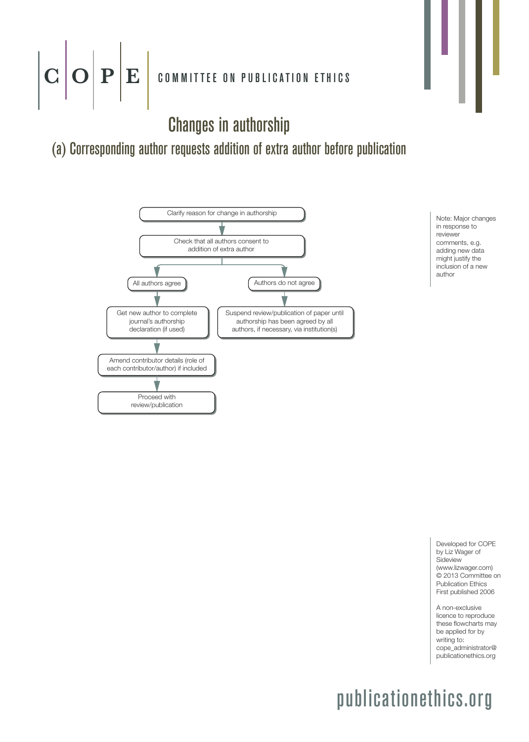# COPE — COMMITTEE ON PUBLICATION ETHICS

## Changes in authorship

### (a) Corresponding author requests addition of extra author before publication

Clarify reason for change in authorship

↓

Check that all authors consent to addition of extra author

↓

- **All authors agree**
  - Get new author to complete journal's authorship declaration (if used)
  - ↓
  - Amend contributor details (role of each contributor/author) if included
  - ↓
  - Proceed with review/publication
- **Authors do not agree**
  - Suspend review/publication of paper until authorship has been agreed by all authors, if necessary, via institution(s)

Note: Major changes in response to reviewer comments, e.g. adding new data might justify the inclusion of a new author

Developed for COPE by Liz Wager of Sideview (www.lizwager.com)
© 2013 Committee on Publication Ethics
First published 2006

A non-exclusive licence to reproduce these flowcharts may be applied for by writing to: cope_administrator@publicationethics.org

publicationethics.org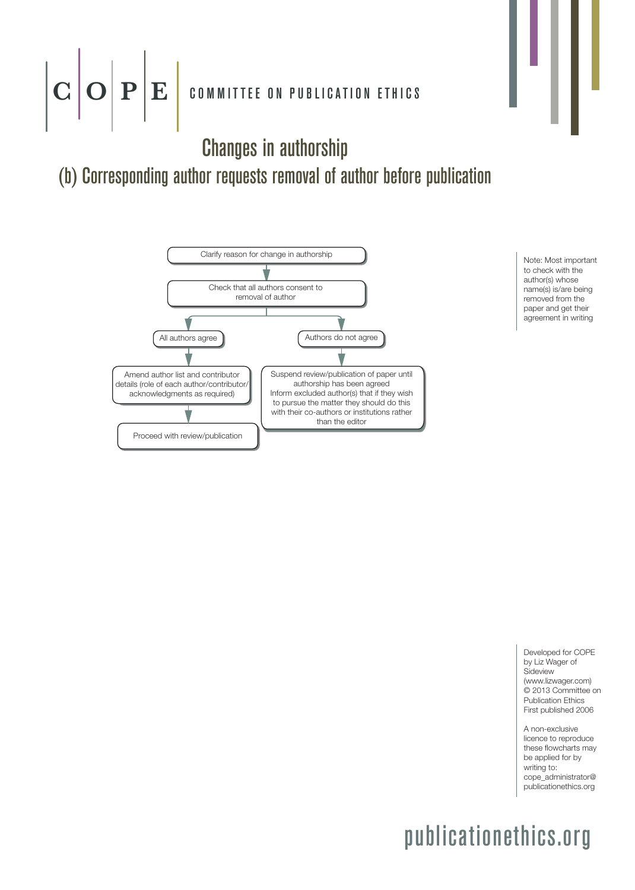COPE COMMITTEE ON PUBLICATION ETHICS

# Changes in authorship

## (b) Corresponding author requests removal of author before publication

Clarify reason for change in authorship

↓

Check that all authors consent to removal of author

↓

- **All authors agree**
  - ↓ Amend author list and contributor details (role of each author/contributor/acknowledgments as required)
  - ↓ Proceed with review/publication
- **Authors do not agree**
  - ↓ Suspend review/publication of paper until authorship has been agreed
    Inform excluded author(s) that if they wish to pursue the matter they should do this with their co-authors or institutions rather than the editor

Note: Most important to check with the author(s) whose name(s) is/are being removed from the paper and get their agreement in writing

Developed for COPE by Liz Wager of Sideview (www.lizwager.com)
© 2013 Committee on Publication Ethics
First published 2006

A non-exclusive licence to reproduce these flowcharts may be applied for by writing to: cope_administrator@publicationethics.org

publicationethics.org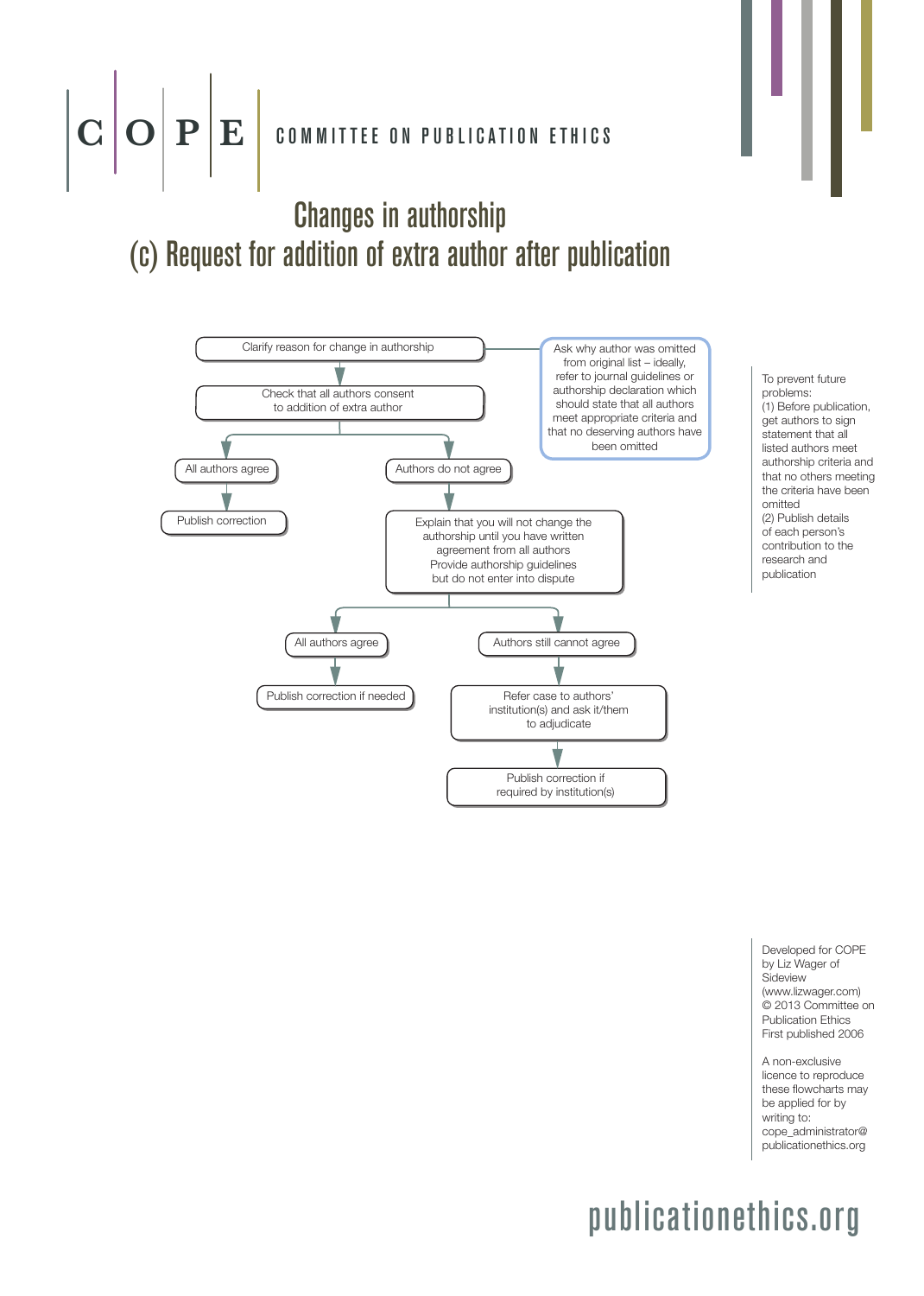# COPE — COMMITTEE ON PUBLICATION ETHICS

## Changes in authorship
## (c) Request for addition of extra author after publication

Clarify reason for change in authorship

Ask why author was omitted from original list – ideally, refer to journal guidelines or authorship declaration which should state that all authors meet appropriate criteria and that no deserving authors have been omitted

Check that all authors consent to addition of extra author

- All authors agree
  - Publish correction
- Authors do not agree
  - Explain that you will not change the authorship until you have written agreement from all authors. Provide authorship guidelines but do not enter into dispute
    - All authors agree
      - Publish correction if needed
    - Authors still cannot agree
      - Refer case to authors' institution(s) and ask it/them to adjudicate
        - Publish correction if required by institution(s)

To prevent future problems:
(1) Before publication, get authors to sign statement that all listed authors meet authorship criteria and that no others meeting the criteria have been omitted
(2) Publish details of each person's contribution to the research and publication

Developed for COPE by Liz Wager of Sideview (www.lizwager.com)
© 2013 Committee on Publication Ethics
First published 2006

A non-exclusive licence to reproduce these flowcharts may be applied for by writing to: cope_administrator@publicationethics.org

publicationethics.org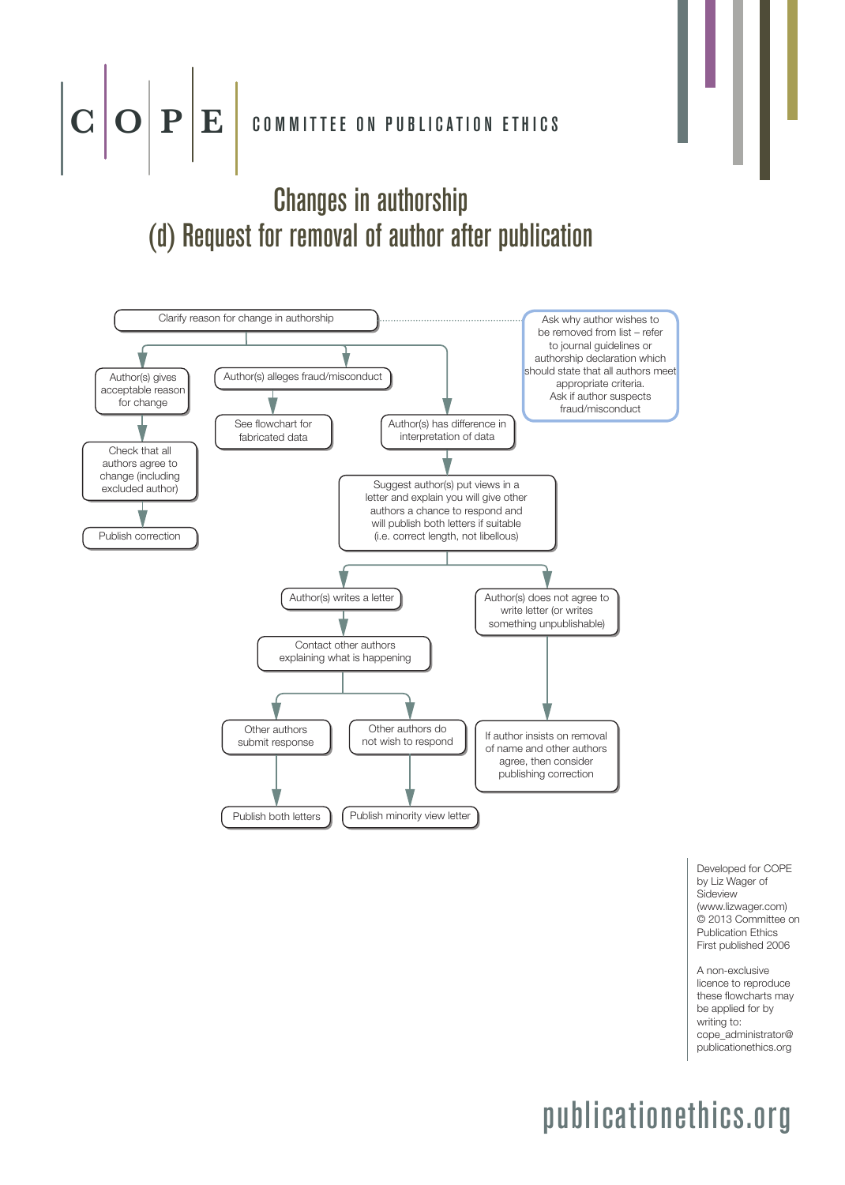# Changes in authorship

## (d) Request for removal of author after publication

Clarify reason for change in authorship

Ask why author wishes to be removed from list – refer to journal guidelines or authorship declaration which should state that all authors meet appropriate criteria. Ask if author suspects fraud/misconduct

Author(s) gives acceptable reason for change

Check that all authors agree to change (including excluded author)

Publish correction

Author(s) alleges fraud/misconduct

See flowchart for fabricated data

Author(s) has difference in interpretation of data

Suggest author(s) put views in a letter and explain you will give other authors a chance to respond and will publish both letters if suitable (i.e. correct length, not libellous)

Author(s) writes a letter

Contact other authors explaining what is happening

Other authors submit response

Publish both letters

Other authors do not wish to respond

Publish minority view letter

Author(s) does not agree to write letter (or writes something unpublishable)

If author insists on removal of name and other authors agree, then consider publishing correction

Developed for COPE by Liz Wager of Sideview (www.lizwager.com)
© 2013 Committee on Publication Ethics
First published 2006

A non-exclusive licence to reproduce these flowcharts may be applied for by writing to: cope_administrator@publicationethics.org

publicationethics.org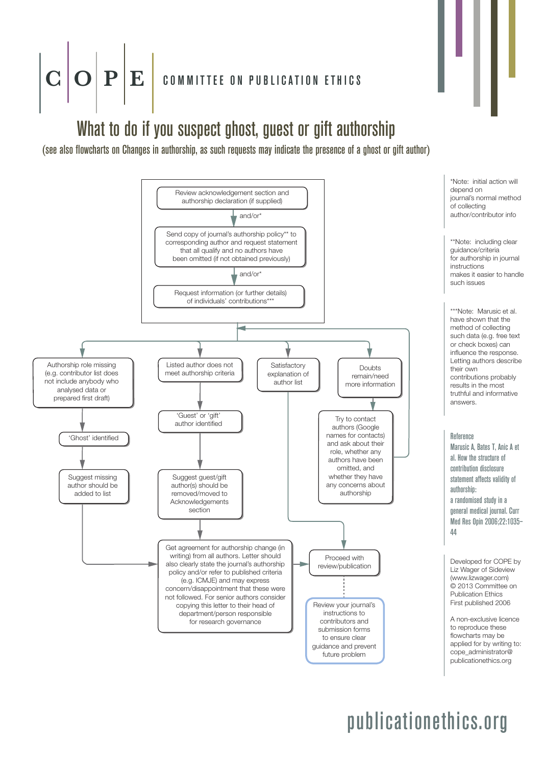# What to do if you suspect ghost, guest or gift authorship

(see also flowcharts on Changes in authorship, as such requests may indicate the presence of a ghost or gift author)

Review acknowledgement section and authorship declaration (if supplied)

and/or*

Send copy of journal's authorship policy** to corresponding author and request statement that all qualify and no authors have been omitted (if not obtained previously)

and/or*

Request information (or further details) of individuals' contributions***

- Authorship role missing (e.g. contributor list does not include anybody who analysed data or prepared first draft)
  - 'Ghost' identified
  - Suggest missing author should be added to list
  - → Get agreement for authorship change
- Listed author does not meet authorship criteria
  - 'Guest' or 'gift' author identified
  - Suggest guest/gift author(s) should be removed/moved to Acknowledgements section
  - Get agreement for authorship change (in writing) from all authors. Letter should also clearly state the journal's authorship policy and/or refer to published criteria (e.g. ICMJE) and may express concern/disappointment that these were not followed. For senior authors consider copying this letter to their head of department/person responsible for research governance
  - → Proceed with review/publication
- Satisfactory explanation of author list
  - Proceed with review/publication
  - Review your journal's instructions to contributors and submission forms to ensure clear guidance and prevent future problem
- Doubts remain/need more information
  - Try to contact authors (Google names for contacts) and ask about their role, whether any authors have been omitted, and whether they have any concerns about authorship
  - → return to review of contributions

*Note: initial action will depend on journal's normal method of collecting author/contributor info

**Note: including clear guidance/criteria for authorship in journal instructions makes it easier to handle such issues

***Note: Marusic et al. have shown that the method of collecting such data (e.g. free text or check boxes) can influence the response. Letting authors describe their own contributions probably results in the most truthful and informative answers.

Reference

Marusic A, Bates T, Anic A et al. How the structure of contribution disclosure statement affects validity of authorship: a randomised study in a general medical journal. Curr Med Res Opin 2006;22:1035–44

Developed for COPE by Liz Wager of Sideview (www.lizwager.com)
© 2013 Committee on Publication Ethics
First published 2006

A non-exclusive licence to reproduce these flowcharts may be applied for by writing to: cope_administrator@publicationethics.org

publicationethics.org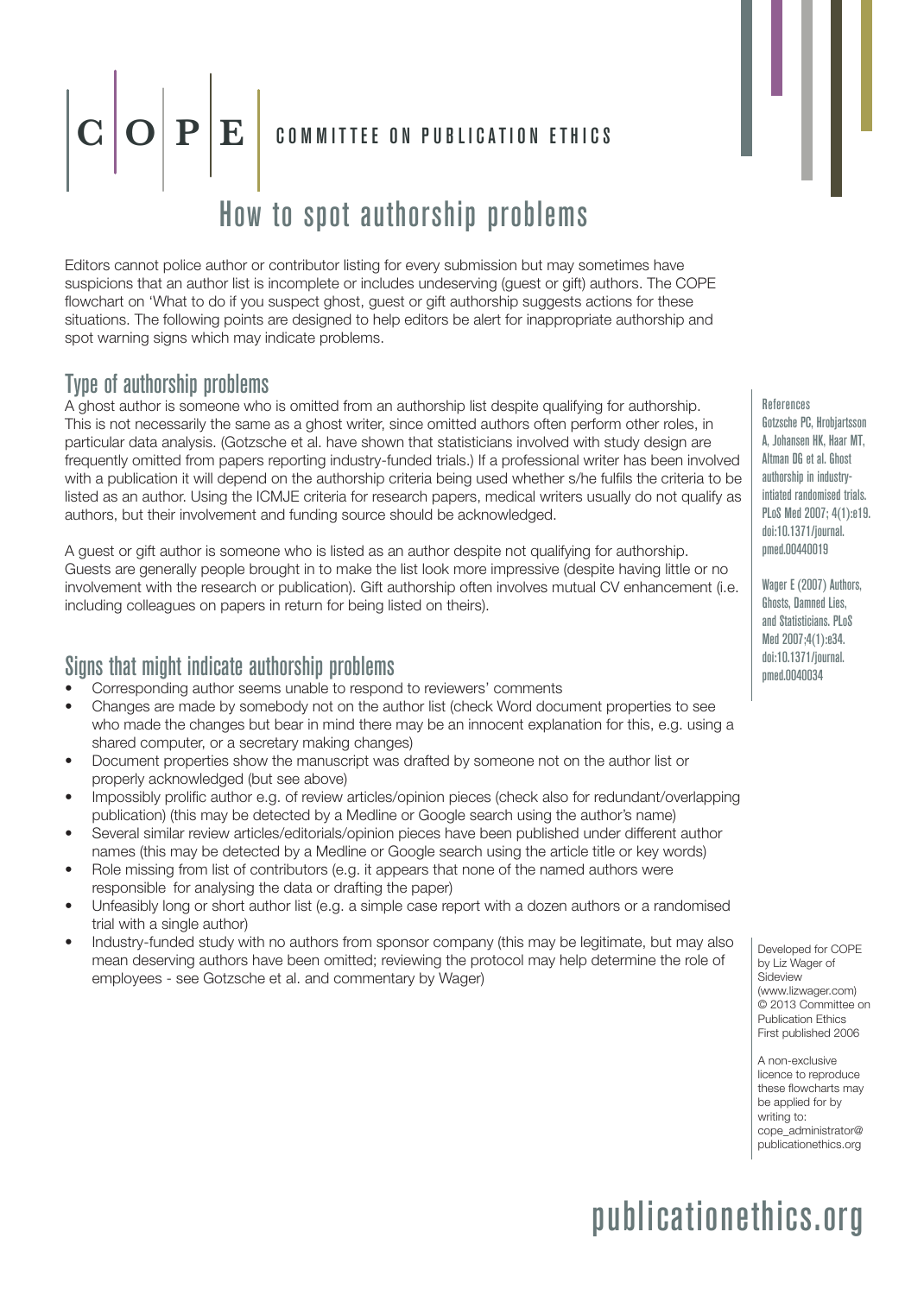# COPE | COMMITTEE ON PUBLICATION ETHICS

## How to spot authorship problems

Editors cannot police author or contributor listing for every submission but may sometimes have suspicions that an author list is incomplete or includes undeserving (guest or gift) authors. The COPE flowchart on 'What to do if you suspect ghost, guest or gift authorship suggests actions for these situations. The following points are designed to help editors be alert for inappropriate authorship and spot warning signs which may indicate problems.

### Type of authorship problems

A ghost author is someone who is omitted from an authorship list despite qualifying for authorship. This is not necessarily the same as a ghost writer, since omitted authors often perform other roles, in particular data analysis. (Gotzsche et al. have shown that statisticians involved with study design are frequently omitted from papers reporting industry-funded trials.) If a professional writer has been involved with a publication it will depend on the authorship criteria being used whether s/he fulfils the criteria to be listed as an author. Using the ICMJE criteria for research papers, medical writers usually do not qualify as authors, but their involvement and funding source should be acknowledged.

A guest or gift author is someone who is listed as an author despite not qualifying for authorship. Guests are generally people brought in to make the list look more impressive (despite having little or no involvement with the research or publication). Gift authorship often involves mutual CV enhancement (i.e. including colleagues on papers in return for being listed on theirs).

### Signs that might indicate authorship problems

- Corresponding author seems unable to respond to reviewers' comments
- Changes are made by somebody not on the author list (check Word document properties to see who made the changes but bear in mind there may be an innocent explanation for this, e.g. using a shared computer, or a secretary making changes)
- Document properties show the manuscript was drafted by someone not on the author list or properly acknowledged (but see above)
- Impossibly prolific author e.g. of review articles/opinion pieces (check also for redundant/overlapping publication) (this may be detected by a Medline or Google search using the author's name)
- Several similar review articles/editorials/opinion pieces have been published under different author names (this may be detected by a Medline or Google search using the article title or key words)
- Role missing from list of contributors (e.g. it appears that none of the named authors were responsible for analysing the data or drafting the paper)
- Unfeasibly long or short author list (e.g. a simple case report with a dozen authors or a randomised trial with a single author)
- Industry-funded study with no authors from sponsor company (this may be legitimate, but may also mean deserving authors have been omitted; reviewing the protocol may help determine the role of employees - see Gotzsche et al. and commentary by Wager)

References

Gotzsche PC, Hrobjartsson A, Johansen HK, Haar MT, Altman DG et al. Ghost authorship in industry-intiated randomised trials. PLoS Med 2007; 4(1):e19. doi:10.1371/journal.pmed.00440019

Wager E (2007) Authors, Ghosts, Damned Lies, and Statisticians. PLoS Med 2007;4(1):e34. doi:10.1371/journal.pmed.0040034

Developed for COPE by Liz Wager of Sideview (www.lizwager.com)
© 2013 Committee on Publication Ethics
First published 2006

A non-exclusive licence to reproduce these flowcharts may be applied for by writing to: cope_administrator@publicationethics.org

publicationethics.org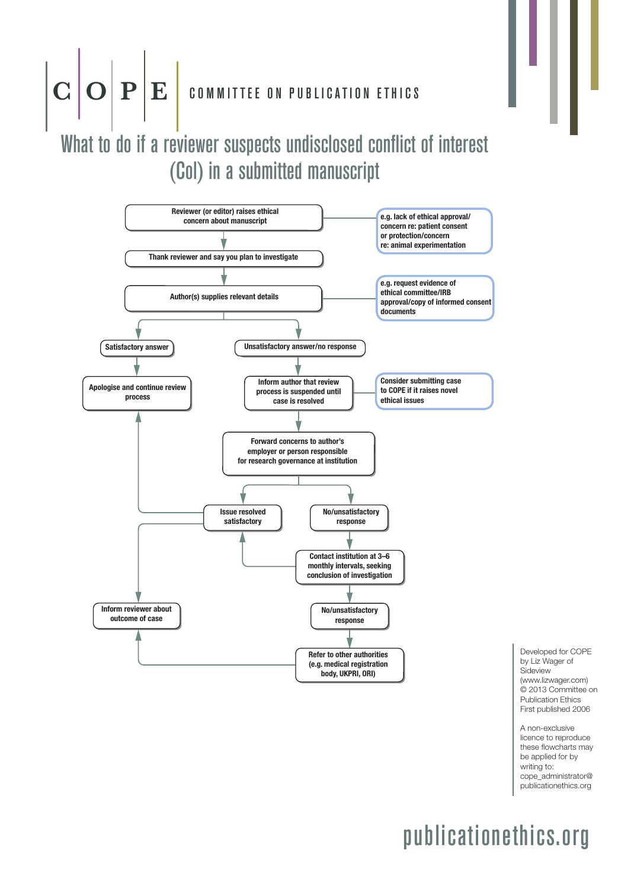COPE — COMMITTEE ON PUBLICATION ETHICS

# What to do if a reviewer suspects undisclosed conflict of interest (CoI) in a submitted manuscript

Reviewer (or editor) raises ethical concern about manuscript

e.g. lack of ethical approval/ concern re: patient consent or protection/concern re: animal experimentation

Thank reviewer and say you plan to investigate

Author(s) supplies relevant details

e.g. request evidence of ethical committee/IRB approval/copy of informed consent documents

Satisfactory answer

Apologise and continue review process

Unsatisfactory answer/no response

Inform author that review process is suspended until case is resolved

Consider submitting case to COPE if it raises novel ethical issues

Forward concerns to author's employer or person responsible for research governance at institution

Issue resolved satisfactory

No/unsatisfactory response

Contact institution at 3–6 monthly intervals, seeking conclusion of investigation

No/unsatisfactory response

Refer to other authorities (e.g. medical registration body, UKPRI, ORI)

Inform reviewer about outcome of case

Developed for COPE by Liz Wager of Sideview (www.lizwager.com)
© 2013 Committee on Publication Ethics
First published 2006

A non-exclusive licence to reproduce these flowcharts may be applied for by writing to: cope_administrator@publicationethics.org

publicationethics.org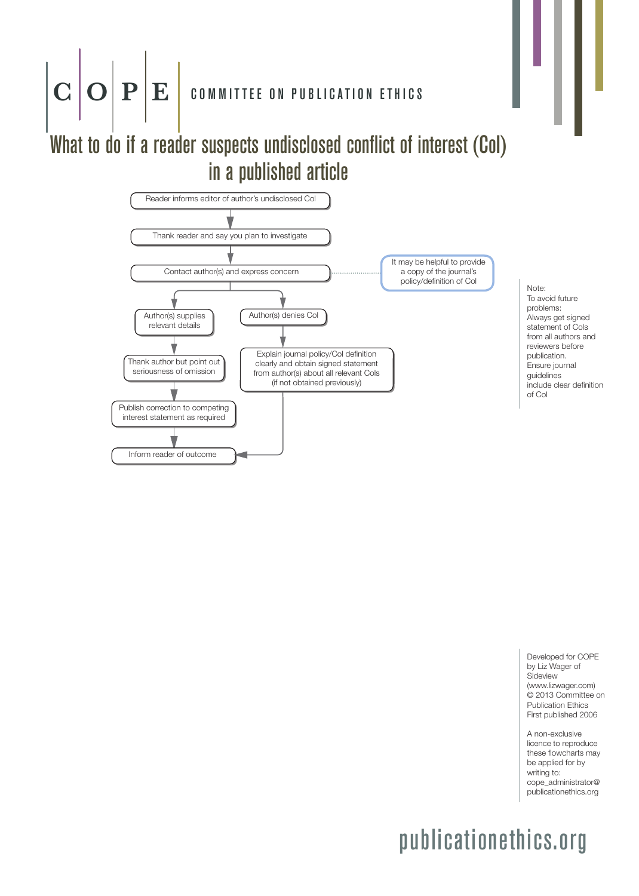C | O | P | E COMMITTEE ON PUBLICATION ETHICS

# What to do if a reader suspects undisclosed conflict of interest (CoI) in a published article

Reader informs editor of author's undisclosed CoI

↓

Thank reader and say you plan to investigate

↓

Contact author(s) and express concern

*It may be helpful to provide a copy of the journal's policy/definition of CoI*

**Author(s) supplies relevant details**

↓

Thank author but point out seriousness of omission

↓

Publish correction to competing interest statement as required

↓

Inform reader of outcome

**Author(s) denies CoI**

↓

Explain journal policy/CoI definition clearly and obtain signed statement from author(s) about all relevant CoIs (if not obtained previously)

↓

Inform reader of outcome

Note:
To avoid future problems:
Always get signed statement of CoIs from all authors and reviewers before publication.
Ensure journal guidelines include clear definition of CoI

Developed for COPE by Liz Wager of Sideview (www.lizwager.com)
© 2013 Committee on Publication Ethics
First published 2006

A non-exclusive licence to reproduce these flowcharts may be applied for by writing to: cope_administrator@publicationethics.org

publicationethics.org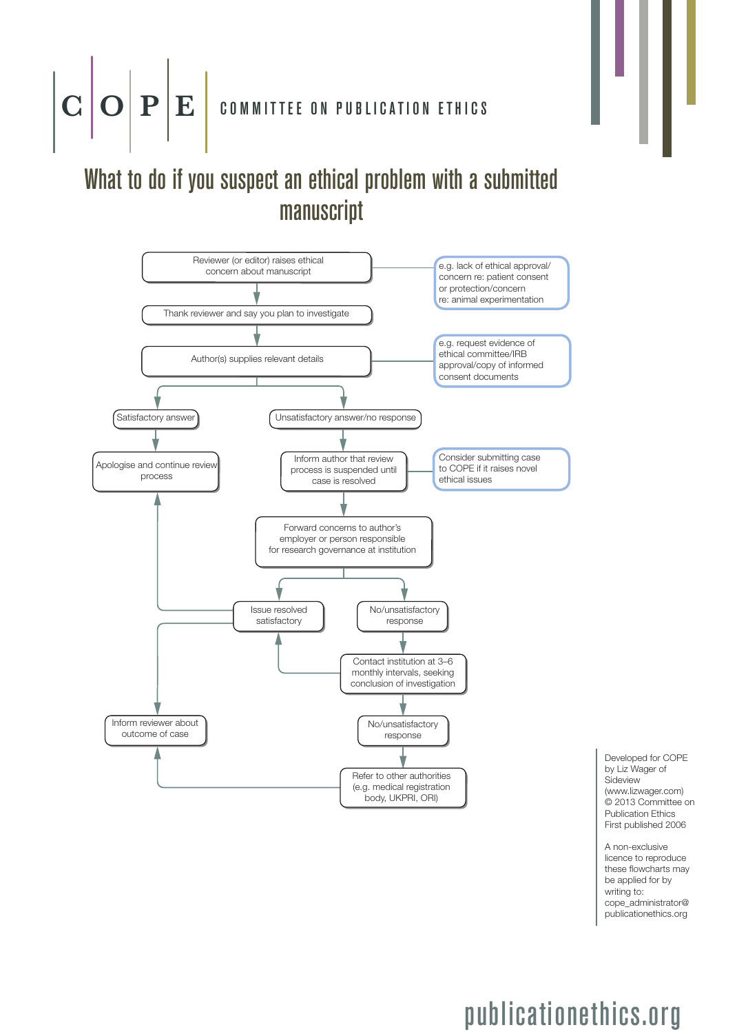# COPE — COMMITTEE ON PUBLICATION ETHICS

## What to do if you suspect an ethical problem with a submitted manuscript

- Reviewer (or editor) raises ethical concern about manuscript
  - *e.g. lack of ethical approval/ concern re: patient consent or protection/concern re: animal experimentation*
- ↓ Thank reviewer and say you plan to investigate
- ↓ Author(s) supplies relevant details
  - *e.g. request evidence of ethical committee/IRB approval/copy of informed consent documents*
- → **Satisfactory answer**
  - ↓ Apologise and continue review process
- → **Unsatisfactory answer/no response**
  - ↓ Inform author that review process is suspended until case is resolved
    - *Consider submitting case to COPE if it raises novel ethical issues*
  - ↓ Forward concerns to author's employer or person responsible for research governance at institution
    - → **Issue resolved satisfactory**
      - → Apologise and continue review process
      - → Inform reviewer about outcome of case
    - → **No/unsatisfactory response**
      - ↓ Contact institution at 3–6 monthly intervals, seeking conclusion of investigation
        - → Issue resolved satisfactory
        - ↓ **No/unsatisfactory response**
          - ↓ Refer to other authorities (e.g. medical registration body, UKPRI, ORI)
            - → Inform reviewer about outcome of case

Developed for COPE by Liz Wager of Sideview (www.lizwager.com)
© 2013 Committee on Publication Ethics
First published 2006

A non-exclusive licence to reproduce these flowcharts may be applied for by writing to: cope_administrator@publicationethics.org

publicationethics.org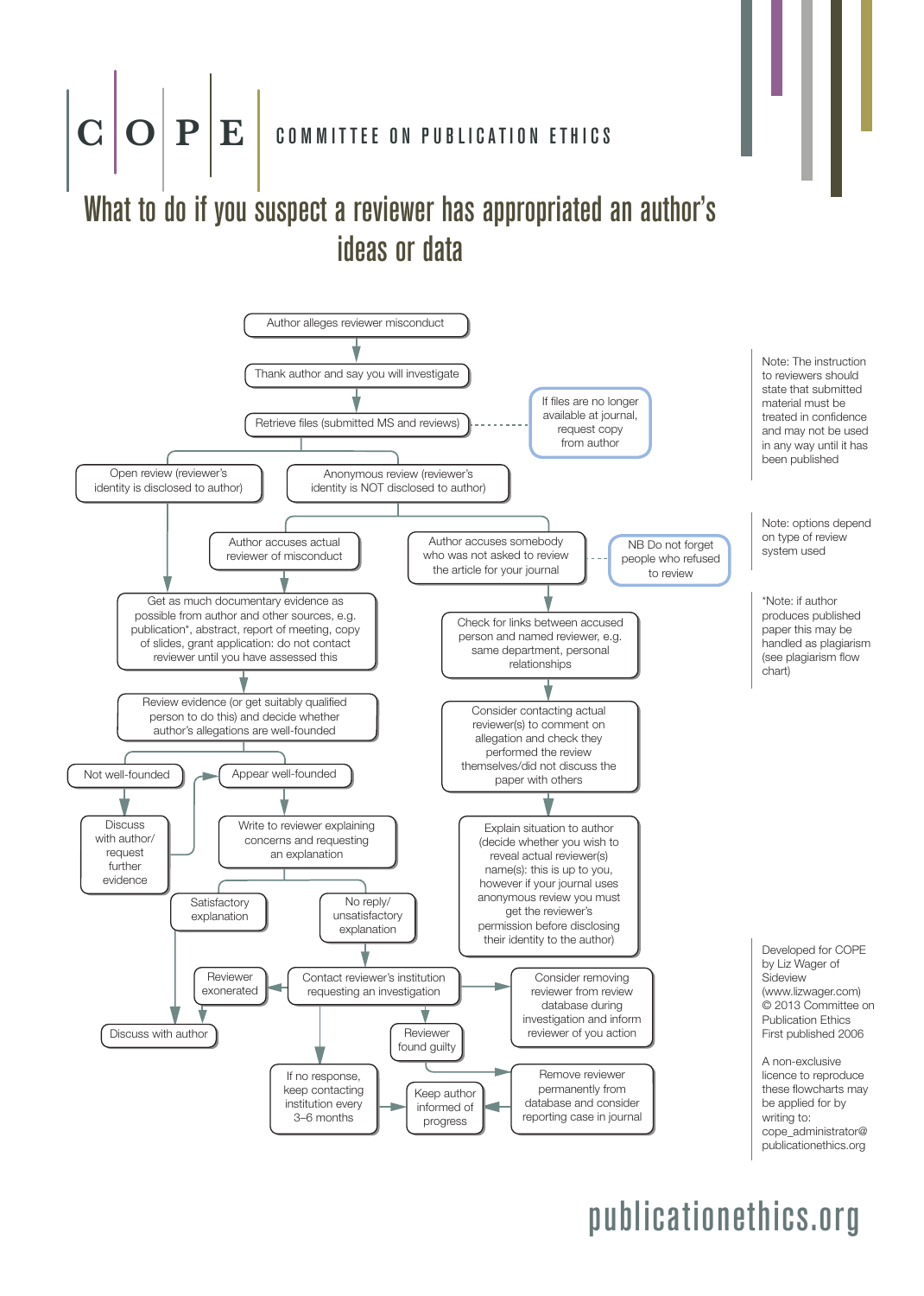# COPE | COMMITTEE ON PUBLICATION ETHICS

## What to do if you suspect a reviewer has appropriated an author's ideas or data

Author alleges reviewer misconduct

Thank author and say you will investigate

Retrieve files (submitted MS and reviews)

If files are no longer available at journal, request copy from author

Open review (reviewer's identity is disclosed to author)

Anonymous review (reviewer's identity is NOT disclosed to author)

Author accuses actual reviewer of misconduct

Author accuses somebody who was not asked to review the article for your journal

NB Do not forget people who refused to review

Get as much documentary evidence as possible from author and other sources, e.g. publication*, abstract, report of meeting, copy of slides, grant application: do not contact reviewer until you have assessed this

Check for links between accused person and named reviewer, e.g. same department, personal relationships

Review evidence (or get suitably qualified person to do this) and decide whether author's allegations are well-founded

Consider contacting actual reviewer(s) to comment on allegation and check they performed the review themselves/did not discuss the paper with others

Not well-founded

Appear well-founded

Discuss with author/ request further evidence

Write to reviewer explaining concerns and requesting an explanation

Explain situation to author (decide whether you wish to reveal actual reviewer(s) name(s): this is up to you, however if your journal uses anonymous review you must get the reviewer's permission before disclosing their identity to the author)

Satisfactory explanation

No reply/ unsatisfactory explanation

Reviewer exonerated

Contact reviewer's institution requesting an investigation

Consider removing reviewer from review database during investigation and inform reviewer of you action

Discuss with author

Reviewer found guilty

If no response, keep contacting institution every 3–6 months

Keep author informed of progress

Remove reviewer permanently from database and consider reporting case in journal

Note: The instruction to reviewers should state that submitted material must be treated in confidence and may not be used in any way until it has been published

Note: options depend on type of review system used

*Note: if author produces published paper this may be handled as plagiarism (see plagiarism flow chart)

Developed for COPE by Liz Wager of Sideview (www.lizwager.com)
© 2013 Committee on Publication Ethics
First published 2006

A non-exclusive licence to reproduce these flowcharts may be applied for by writing to: cope_administrator@publicationethics.org

publicationethics.org